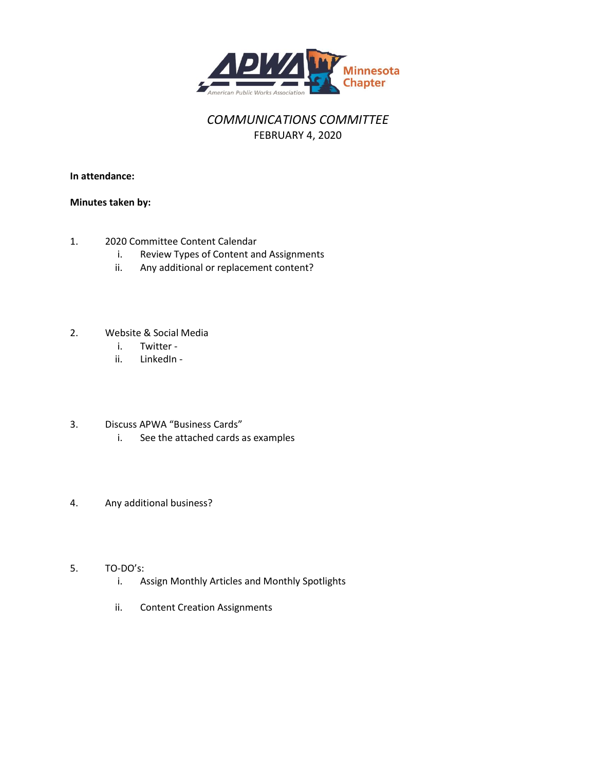APWA American Public Works Association Minnesota Chapter

*COMMUNICATIONS COMMITTEE*

FEBRUARY 4, 2020

**In attendance:**

**Minutes taken by:**

1. 2020 Committee Content Calendar
   - i. Review Types of Content and Assignments
   - ii. Any additional or replacement content?

2. Website & Social Media
   - i. Twitter -
   - ii. LinkedIn -

3. Discuss APWA "Business Cards"
   - i. See the attached cards as examples

4. Any additional business?

5. TO-DO's:
   - i. Assign Monthly Articles and Monthly Spotlights
   - ii. Content Creation Assignments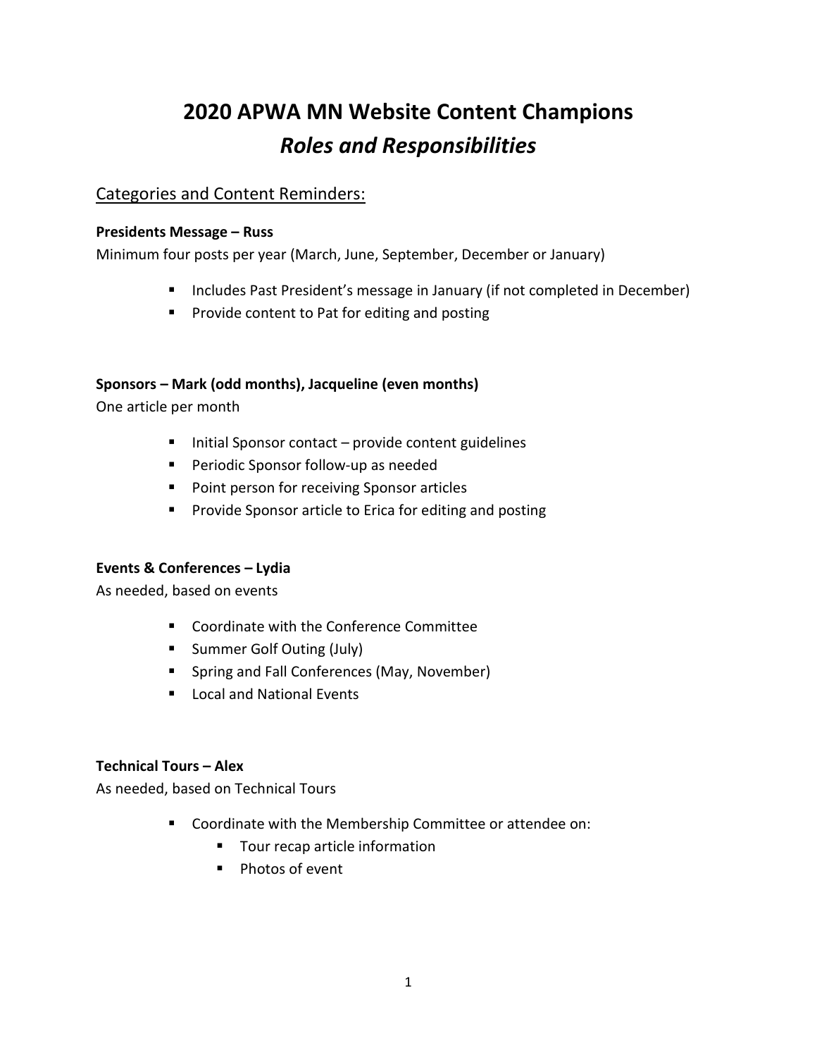# 2020 APWA MN Website Content Champions

## *Roles and Responsibilities*

Categories and Content Reminders:

**Presidents Message – Russ**

Minimum four posts per year (March, June, September, December or January)

- Includes Past President's message in January (if not completed in December)
- Provide content to Pat for editing and posting

**Sponsors – Mark (odd months), Jacqueline (even months)**

One article per month

- Initial Sponsor contact – provide content guidelines
- Periodic Sponsor follow-up as needed
- Point person for receiving Sponsor articles
- Provide Sponsor article to Erica for editing and posting

**Events & Conferences – Lydia**

As needed, based on events

- Coordinate with the Conference Committee
- Summer Golf Outing (July)
- Spring and Fall Conferences (May, November)
- Local and National Events

**Technical Tours – Alex**

As needed, based on Technical Tours

- Coordinate with the Membership Committee or attendee on:
  - Tour recap article information
  - Photos of event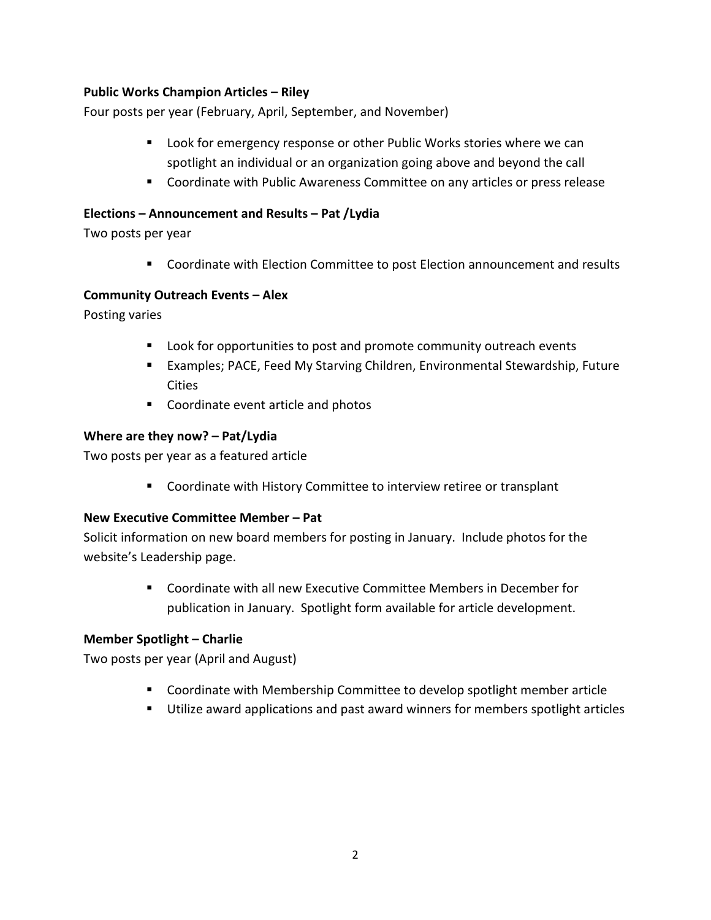**Public Works Champion Articles – Riley**

Four posts per year (February, April, September, and November)

- Look for emergency response or other Public Works stories where we can spotlight an individual or an organization going above and beyond the call
- Coordinate with Public Awareness Committee on any articles or press release

**Elections – Announcement and Results – Pat /Lydia**

Two posts per year

- Coordinate with Election Committee to post Election announcement and results

**Community Outreach Events – Alex**

Posting varies

- Look for opportunities to post and promote community outreach events
- Examples; PACE, Feed My Starving Children, Environmental Stewardship, Future Cities
- Coordinate event article and photos

**Where are they now? – Pat/Lydia**

Two posts per year as a featured article

- Coordinate with History Committee to interview retiree or transplant

**New Executive Committee Member – Pat**

Solicit information on new board members for posting in January. Include photos for the website's Leadership page.

- Coordinate with all new Executive Committee Members in December for publication in January. Spotlight form available for article development.

**Member Spotlight – Charlie**

Two posts per year (April and August)

- Coordinate with Membership Committee to develop spotlight member article
- Utilize award applications and past award winners for members spotlight articles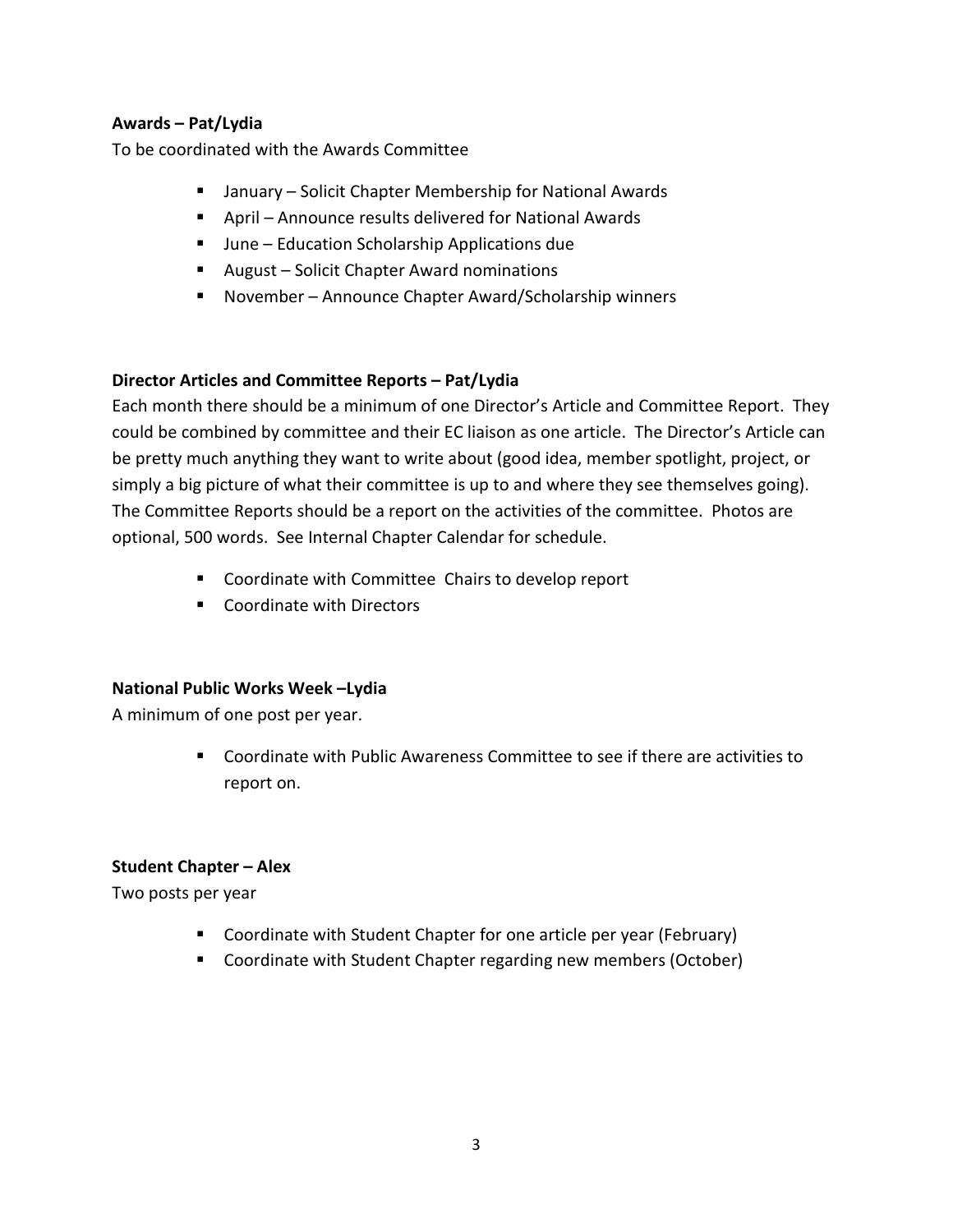**Awards – Pat/Lydia**

To be coordinated with the Awards Committee

- January – Solicit Chapter Membership for National Awards
- April – Announce results delivered for National Awards
- June – Education Scholarship Applications due
- August – Solicit Chapter Award nominations
- November – Announce Chapter Award/Scholarship winners

**Director Articles and Committee Reports – Pat/Lydia**

Each month there should be a minimum of one Director's Article and Committee Report. They could be combined by committee and their EC liaison as one article. The Director's Article can be pretty much anything they want to write about (good idea, member spotlight, project, or simply a big picture of what their committee is up to and where they see themselves going). The Committee Reports should be a report on the activities of the committee. Photos are optional, 500 words. See Internal Chapter Calendar for schedule.

- Coordinate with Committee Chairs to develop report
- Coordinate with Directors

**National Public Works Week –Lydia**

A minimum of one post per year.

- Coordinate with Public Awareness Committee to see if there are activities to report on.

**Student Chapter – Alex**

Two posts per year

- Coordinate with Student Chapter for one article per year (February)
- Coordinate with Student Chapter regarding new members (October)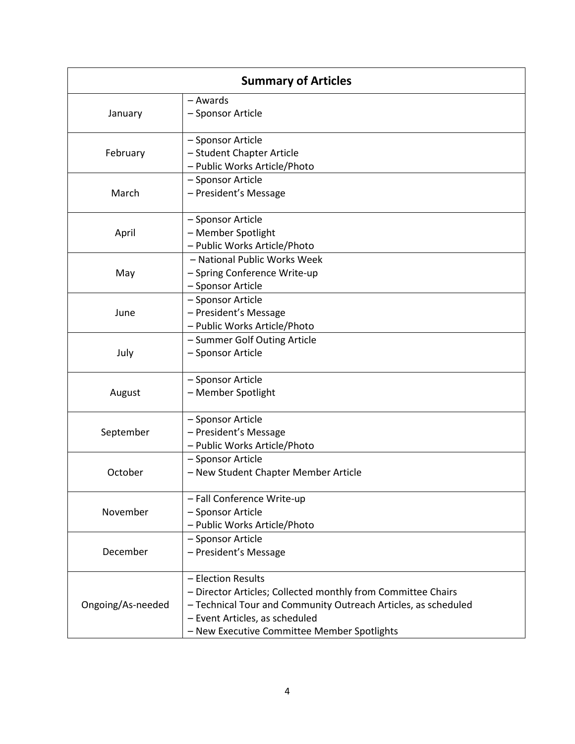| Summary of Articles | |
|---|---|
| January | – Awards<br>– Sponsor Article |
| February | – Sponsor Article<br>– Student Chapter Article<br>– Public Works Article/Photo |
| March | – Sponsor Article<br>– President's Message |
| April | – Sponsor Article<br>– Member Spotlight<br>– Public Works Article/Photo |
| May | – National Public Works Week<br>– Spring Conference Write-up<br>– Sponsor Article |
| June | – Sponsor Article<br>– President's Message<br>– Public Works Article/Photo |
| July | – Summer Golf Outing Article<br>– Sponsor Article |
| August | – Sponsor Article<br>– Member Spotlight |
| September | – Sponsor Article<br>– President's Message<br>– Public Works Article/Photo |
| October | – Sponsor Article<br>– New Student Chapter Member Article |
| November | – Fall Conference Write-up<br>– Sponsor Article<br>– Public Works Article/Photo |
| December | – Sponsor Article<br>– President's Message |
| Ongoing/As-needed | – Election Results<br>– Director Articles; Collected monthly from Committee Chairs<br>– Technical Tour and Community Outreach Articles, as scheduled<br>– Event Articles, as scheduled<br>– New Executive Committee Member Spotlights |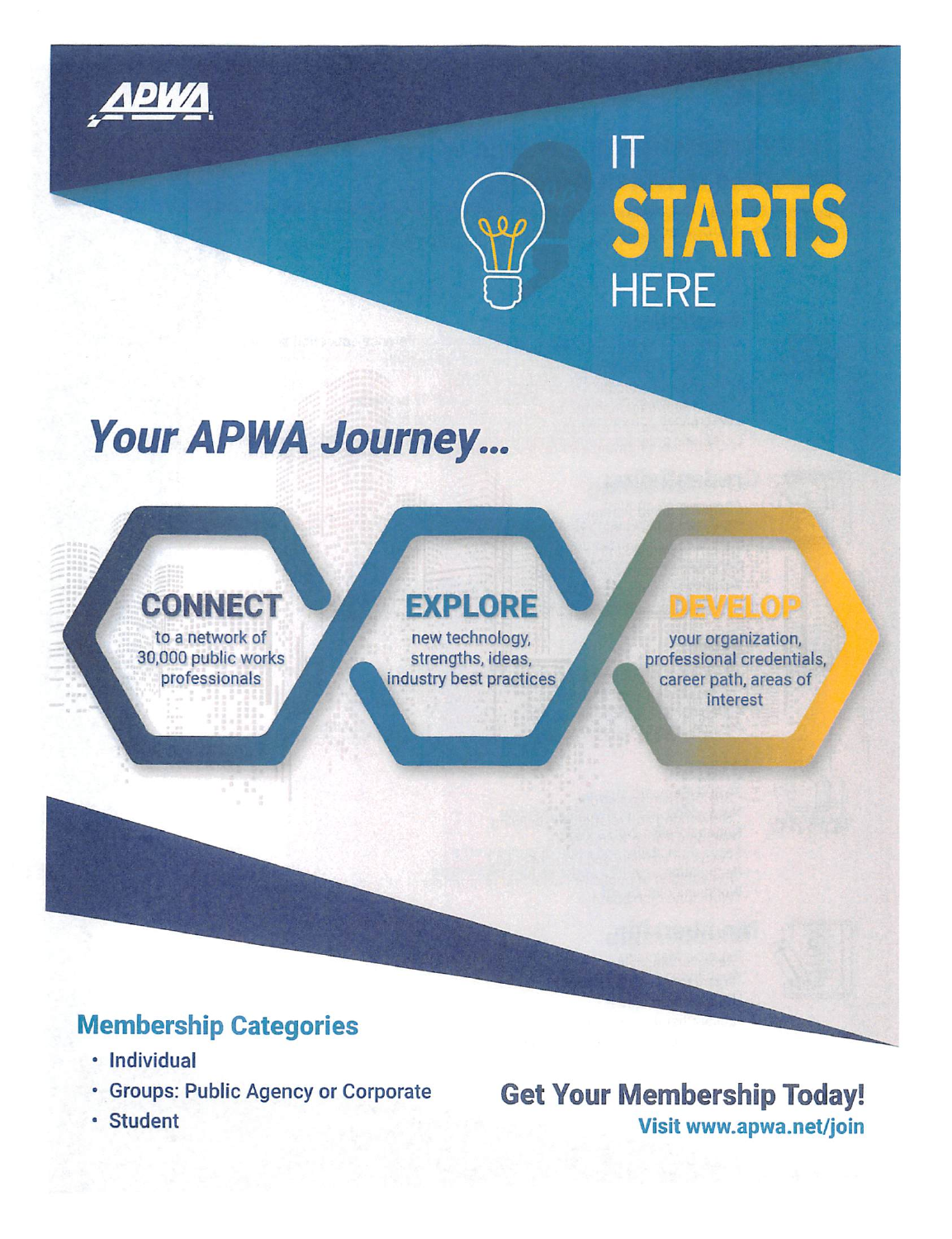APWA

IT
# STARTS
HERE

## *Your APWA Journey...*

**CONNECT**
to a network of 30,000 public works professionals

**EXPLORE**
new technology, strengths, ideas, industry best practices

**DEVELOP**
your organization, professional credentials, career path, areas of interest

### Membership Categories

- Individual
- Groups: Public Agency or Corporate
- Student

## Get Your Membership Today!

**Visit www.apwa.net/join**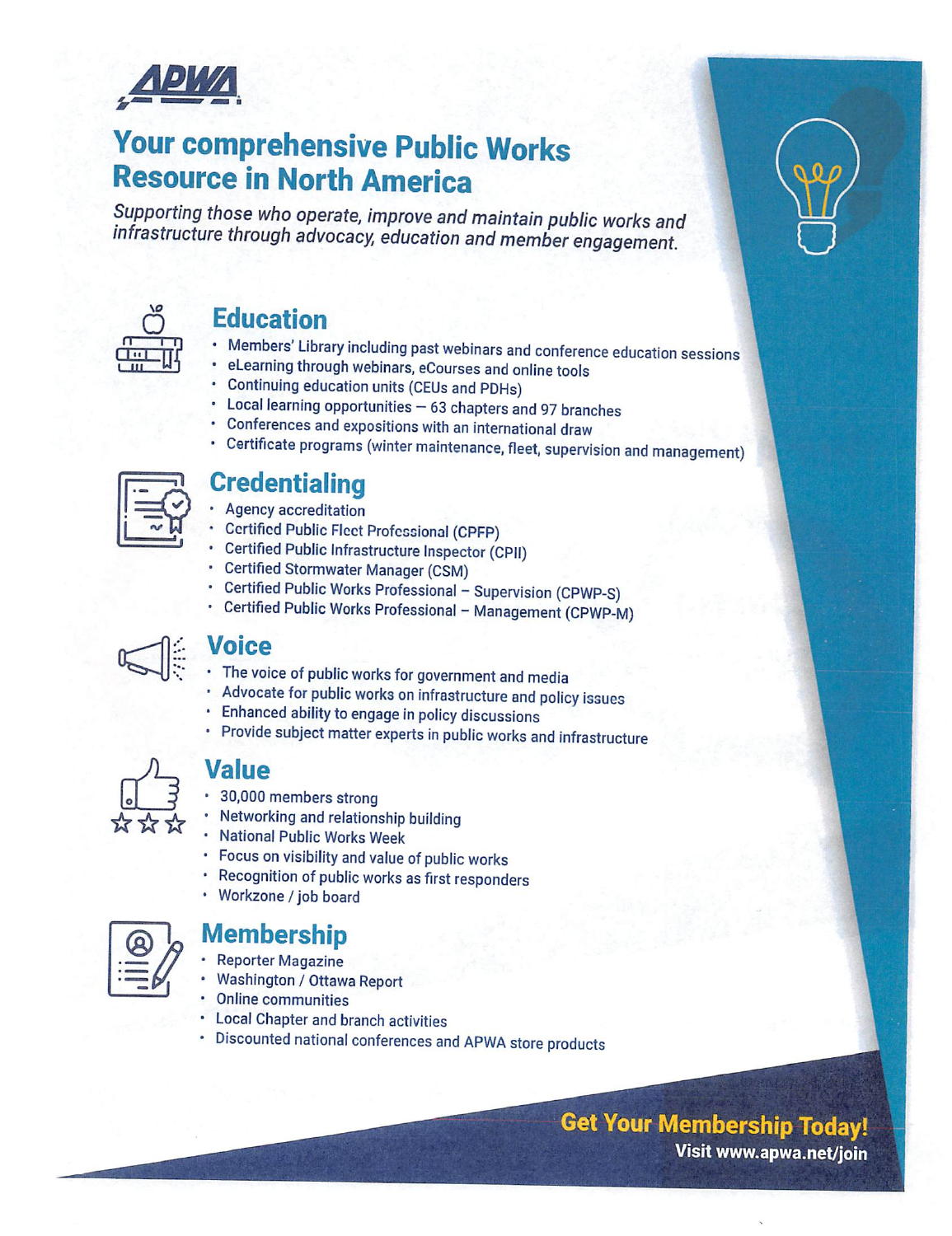APWA

# Your comprehensive Public Works Resource in North America

*Supporting those who operate, improve and maintain public works and infrastructure through advocacy, education and member engagement.*

## Education

- Members' Library including past webinars and conference education sessions
- eLearning through webinars, eCourses and online tools
- Continuing education units (CEUs and PDHs)
- Local learning opportunities – 63 chapters and 97 branches
- Conferences and expositions with an international draw
- Certificate programs (winter maintenance, fleet, supervision and management)

## Credentialing

- Agency accreditation
- Certified Public Fleet Professional (CPFP)
- Certified Public Infrastructure Inspector (CPII)
- Certified Stormwater Manager (CSM)
- Certified Public Works Professional – Supervision (CPWP-S)
- Certified Public Works Professional – Management (CPWP-M)

## Voice

- The voice of public works for government and media
- Advocate for public works on infrastructure and policy issues
- Enhanced ability to engage in policy discussions
- Provide subject matter experts in public works and infrastructure

## Value

- 30,000 members strong
- Networking and relationship building
- National Public Works Week
- Focus on visibility and value of public works
- Recognition of public works as first responders
- Workzone / job board

## Membership

- Reporter Magazine
- Washington / Ottawa Report
- Online communities
- Local Chapter and branch activities
- Discounted national conferences and APWA store products

**Get Your Membership Today!**

**Visit www.apwa.net/join**